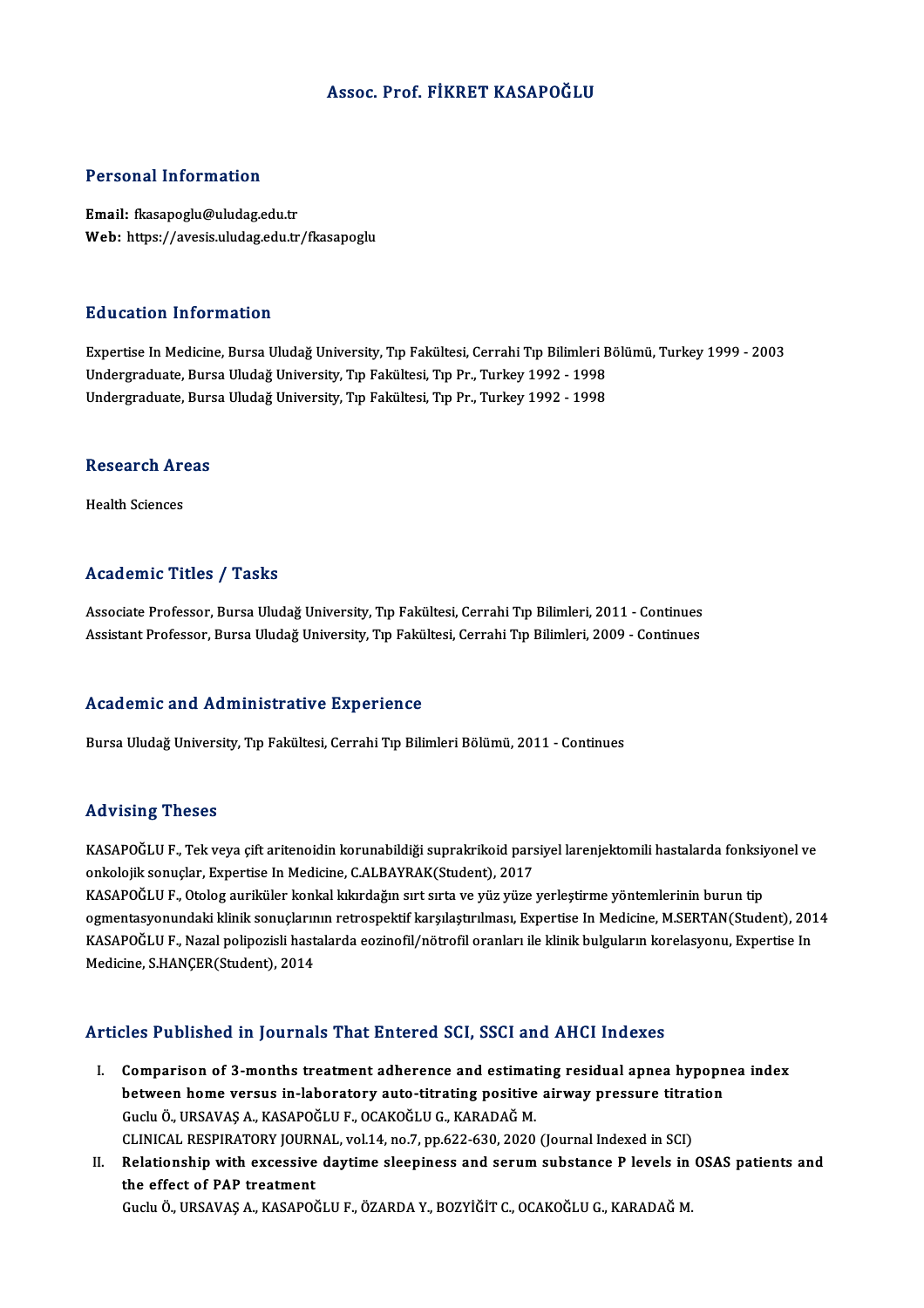# Assoc. Prof. FİKRET KASAPOĞLU

## Personal Information

**Email:** fkasapoglu@uludag.edu.tr
**Web:** https://avesis.uludag.edu.tr/fkasapoglu

## Education Information

Expertise In Medicine, Bursa Uludağ University, Tıp Fakültesi, Cerrahi Tıp Bilimleri Bölümü, Turkey 1999 - 2003
Undergraduate, Bursa Uludağ University, Tıp Fakültesi, Tıp Pr., Turkey 1992 - 1998
Undergraduate, Bursa Uludağ University, Tıp Fakültesi, Tıp Pr., Turkey 1992 - 1998

## Research Areas

Health Sciences

## Academic Titles / Tasks

Associate Professor, Bursa Uludağ University, Tıp Fakültesi, Cerrahi Tıp Bilimleri, 2011 - Continues
Assistant Professor, Bursa Uludağ University, Tıp Fakültesi, Cerrahi Tıp Bilimleri, 2009 - Continues

## Academic and Administrative Experience

Bursa Uludağ University, Tıp Fakültesi, Cerrahi Tıp Bilimleri Bölümü, 2011 - Continues

## Advising Theses

KASAPOĞLU F., Tek veya çift aritenoidin korunabildiği suprakrikoid parsiyel larenjektomili hastalarda fonksiyonel ve onkolojik sonuçlar, Expertise In Medicine, C.ALBAYRAK(Student), 2017
KASAPOĞLU F., Otolog auriküler konkal kıkırdağın sırt sırta ve yüz yüze yerleştirme yöntemlerinin burun tip ogmentasyonundaki klinik sonuçlarının retrospektif karşılaştırılması, Expertise In Medicine, M.SERTAN(Student), 2014
KASAPOĞLU F., Nazal polipozisli hastalarda eozinofil/nötrofil oranları ile klinik bulguların korelasyonu, Expertise In Medicine, S.HANÇER(Student), 2014

## Articles Published in Journals That Entered SCI, SSCI and AHCI Indexes

I. **Comparison of 3-months treatment adherence and estimating residual apnea hypopnea index between home versus in-laboratory auto-titrating positive airway pressure titration**
Guclu Ö., URSAVAŞ A., KASAPOĞLU F., OCAKOĞLU G., KARADAĞ M.
CLINICAL RESPIRATORY JOURNAL, vol.14, no.7, pp.622-630, 2020 (Journal Indexed in SCI)

II. **Relationship with excessive daytime sleepiness and serum substance P levels in OSAS patients and the effect of PAP treatment**
Guclu Ö., URSAVAŞ A., KASAPOĞLU F., ÖZARDA Y., BOZYİĞİT C., OCAKOĞLU G., KARADAĞ M.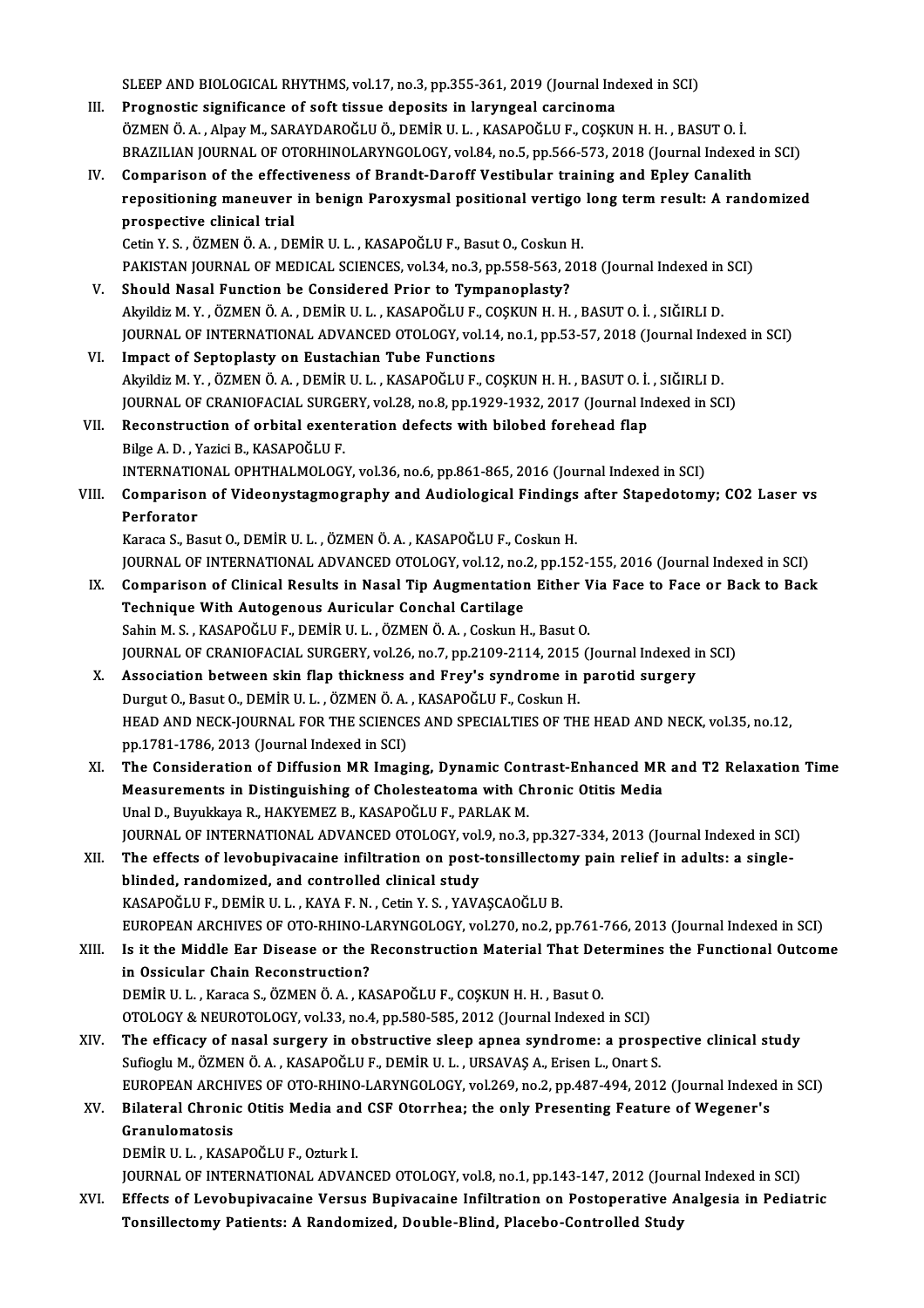SLEEP AND BIOLOGICAL RHYTHMS, vol.17, no.3, pp.355-361, 2019 (Journal Indexed in SCI)

III. **Prognostic significance of soft tissue deposits in laryngeal carcinoma**
ÖZMEN Ö. A. , Alpay M., SARAYDAROĞLU Ö., DEMİR U. L. , KASAPOĞLU F., COŞKUN H. H. , BASUT O. İ.
BRAZILIAN JOURNAL OF OTORHINOLARYNGOLOGY, vol.84, no.5, pp.566-573, 2018 (Journal Indexed in SCI)

IV. **Comparison of the effectiveness of Brandt-Daroff Vestibular training and Epley Canalith repositioning maneuver in benign Paroxysmal positional vertigo long term result: A randomized prospective clinical trial**
Cetin Y. S. , ÖZMEN Ö. A. , DEMİR U. L. , KASAPOĞLU F., Basut O., Coskun H.
PAKISTAN JOURNAL OF MEDICAL SCIENCES, vol.34, no.3, pp.558-563, 2018 (Journal Indexed in SCI)

V. **Should Nasal Function be Considered Prior to Tympanoplasty?**
Akyildiz M. Y. , ÖZMEN Ö. A. , DEMİR U. L. , KASAPOĞLU F., COŞKUN H. H. , BASUT O. İ. , SIĞIRLI D.
JOURNAL OF INTERNATIONAL ADVANCED OTOLOGY, vol.14, no.1, pp.53-57, 2018 (Journal Indexed in SCI)

VI. **Impact of Septoplasty on Eustachian Tube Functions**
Akyildiz M. Y. , ÖZMEN Ö. A. , DEMİR U. L. , KASAPOĞLU F., COŞKUN H. H. , BASUT O. İ. , SIĞIRLI D.
JOURNAL OF CRANIOFACIAL SURGERY, vol.28, no.8, pp.1929-1932, 2017 (Journal Indexed in SCI)

VII. **Reconstruction of orbital exenteration defects with bilobed forehead flap**
Bilge A. D. , Yazici B., KASAPOĞLU F.
INTERNATIONAL OPHTHALMOLOGY, vol.36, no.6, pp.861-865, 2016 (Journal Indexed in SCI)

VIII. **Comparison of Videonystagmography and Audiological Findings after Stapedotomy; CO2 Laser vs Perforator**
Karaca S., Basut O., DEMİR U. L. , ÖZMEN Ö. A. , KASAPOĞLU F., Coskun H.
JOURNAL OF INTERNATIONAL ADVANCED OTOLOGY, vol.12, no.2, pp.152-155, 2016 (Journal Indexed in SCI)

IX. **Comparison of Clinical Results in Nasal Tip Augmentation Either Via Face to Face or Back to Back Technique With Autogenous Auricular Conchal Cartilage**
Sahin M. S. , KASAPOĞLU F., DEMİR U. L. , ÖZMEN Ö. A. , Coskun H., Basut O.
JOURNAL OF CRANIOFACIAL SURGERY, vol.26, no.7, pp.2109-2114, 2015 (Journal Indexed in SCI)

X. **Association between skin flap thickness and Frey's syndrome in parotid surgery**
Durgut O., Basut O., DEMİR U. L. , ÖZMEN Ö. A. , KASAPOĞLU F., Coskun H.
HEAD AND NECK-JOURNAL FOR THE SCIENCES AND SPECIALTIES OF THE HEAD AND NECK, vol.35, no.12, pp.1781-1786, 2013 (Journal Indexed in SCI)

XI. **The Consideration of Diffusion MR Imaging, Dynamic Contrast-Enhanced MR and T2 Relaxation Time Measurements in Distinguishing of Cholesteatoma with Chronic Otitis Media**
Unal D., Buyukkaya R., HAKYEMEZ B., KASAPOĞLU F., PARLAK M.
JOURNAL OF INTERNATIONAL ADVANCED OTOLOGY, vol.9, no.3, pp.327-334, 2013 (Journal Indexed in SCI)

XII. **The effects of levobupivacaine infiltration on post-tonsillectomy pain relief in adults: a single-blinded, randomized, and controlled clinical study**
KASAPOĞLU F., DEMİR U. L. , KAYA F. N. , Cetin Y. S. , YAVAŞCAOĞLU B.
EUROPEAN ARCHIVES OF OTO-RHINO-LARYNGOLOGY, vol.270, no.2, pp.761-766, 2013 (Journal Indexed in SCI)

XIII. **Is it the Middle Ear Disease or the Reconstruction Material That Determines the Functional Outcome in Ossicular Chain Reconstruction?**
DEMİR U. L. , Karaca S., ÖZMEN Ö. A. , KASAPOĞLU F., COŞKUN H. H. , Basut O.
OTOLOGY & NEUROTOLOGY, vol.33, no.4, pp.580-585, 2012 (Journal Indexed in SCI)

XIV. **The efficacy of nasal surgery in obstructive sleep apnea syndrome: a prospective clinical study**
Sufioglu M., ÖZMEN Ö. A. , KASAPOĞLU F., DEMİR U. L. , URSAVAŞ A., Erisen L., Onart S.
EUROPEAN ARCHIVES OF OTO-RHINO-LARYNGOLOGY, vol.269, no.2, pp.487-494, 2012 (Journal Indexed in SCI)

XV. **Bilateral Chronic Otitis Media and CSF Otorrhea; the only Presenting Feature of Wegener's Granulomatosis**
DEMİR U. L. , KASAPOĞLU F., Ozturk I.
JOURNAL OF INTERNATIONAL ADVANCED OTOLOGY, vol.8, no.1, pp.143-147, 2012 (Journal Indexed in SCI)

XVI. **Effects of Levobupivacaine Versus Bupivacaine Infiltration on Postoperative Analgesia in Pediatric Tonsillectomy Patients: A Randomized, Double-Blind, Placebo-Controlled Study**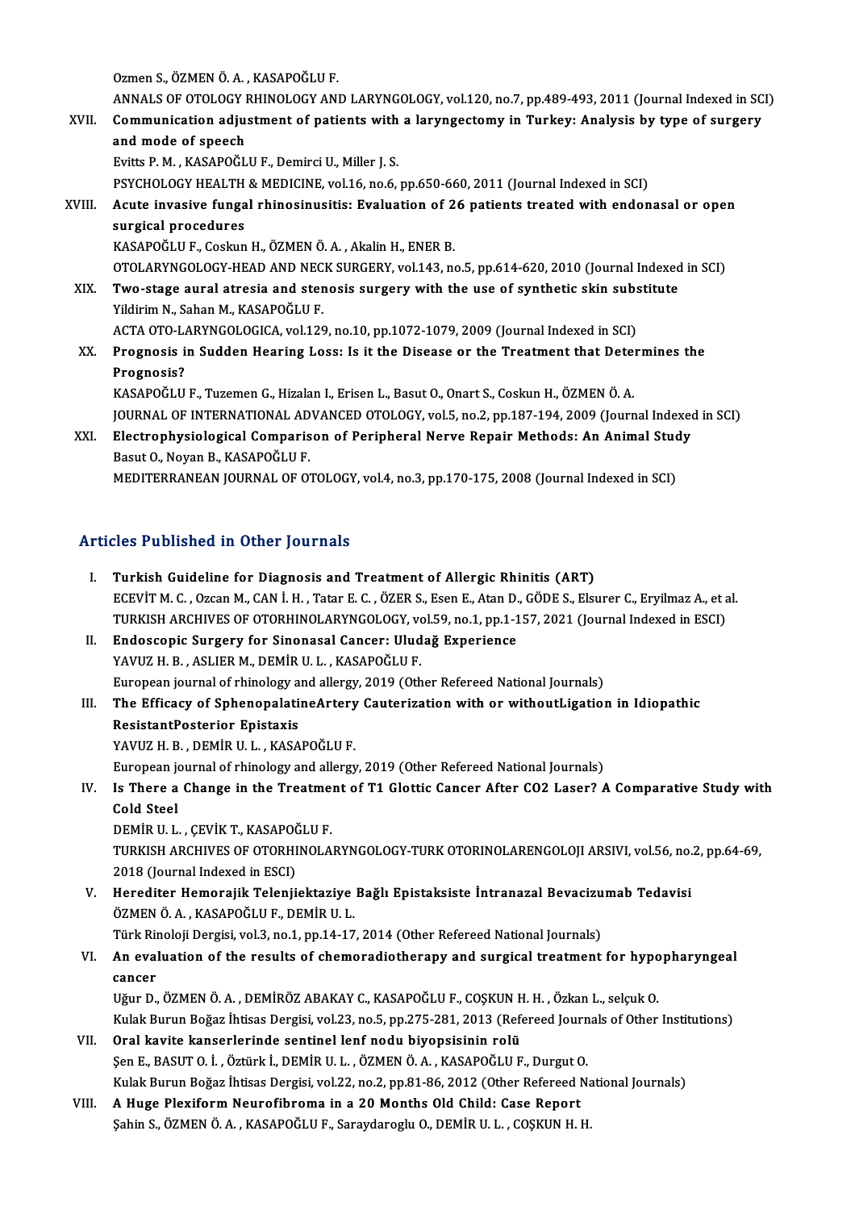Ozmen S., ÖZMEN Ö. A. , KASAPOĞLU F.
ANNALS OF OTOLOGY RHINOLOGY AND LARYNGOLOGY, vol.120, no.7, pp.489-493, 2011 (Journal Indexed in SCI)

XVII. **Communication adjustment of patients with a laryngectomy in Turkey: Analysis by type of surgery and mode of speech**
Evitts P. M. , KASAPOĞLU F., Demirci U., Miller J. S.
PSYCHOLOGY HEALTH & MEDICINE, vol.16, no.6, pp.650-660, 2011 (Journal Indexed in SCI)

XVIII. **Acute invasive fungal rhinosinusitis: Evaluation of 26 patients treated with endonasal or open surgical procedures**
KASAPOĞLU F., Coskun H., ÖZMEN Ö. A. , Akalin H., ENER B.
OTOLARYNGOLOGY-HEAD AND NECK SURGERY, vol.143, no.5, pp.614-620, 2010 (Journal Indexed in SCI)

XIX. **Two-stage aural atresia and stenosis surgery with the use of synthetic skin substitute**
Yildirim N., Sahan M., KASAPOĞLU F.
ACTA OTO-LARYNGOLOGICA, vol.129, no.10, pp.1072-1079, 2009 (Journal Indexed in SCI)

XX. **Prognosis in Sudden Hearing Loss: Is it the Disease or the Treatment that Determines the Prognosis?**
KASAPOĞLU F., Tuzemen G., Hizalan I., Erisen L., Basut O., Onart S., Coskun H., ÖZMEN Ö. A.
JOURNAL OF INTERNATIONAL ADVANCED OTOLOGY, vol.5, no.2, pp.187-194, 2009 (Journal Indexed in SCI)

XXI. **Electrophysiological Comparison of Peripheral Nerve Repair Methods: An Animal Study**
Basut O., Noyan B., KASAPOĞLU F.
MEDITERRANEAN JOURNAL OF OTOLOGY, vol.4, no.3, pp.170-175, 2008 (Journal Indexed in SCI)

## Articles Published in Other Journals

I. **Turkish Guideline for Diagnosis and Treatment of Allergic Rhinitis (ART)**
ECEVİT M. C. , Ozcan M., CAN İ. H. , Tatar E. C. , ÖZER S., Esen E., Atan D., GÖDE S., Elsurer C., Eryilmaz A., et al.
TURKISH ARCHIVES OF OTORHINOLARYNGOLOGY, vol.59, no.1, pp.1-157, 2021 (Journal Indexed in ESCI)

II. **Endoscopic Surgery for Sinonasal Cancer: Uludağ Experience**
YAVUZ H. B. , ASLIER M., DEMİR U. L. , KASAPOĞLU F.
European journal of rhinology and allergy, 2019 (Other Refereed National Journals)

III. **The Efficacy of SphenopalatineArtery Cauterization with or withoutLigation in Idiopathic ResistantPosterior Epistaxis**
YAVUZ H. B. , DEMİR U. L. , KASAPOĞLU F.
European journal of rhinology and allergy, 2019 (Other Refereed National Journals)

IV. **Is There a Change in the Treatment of T1 Glottic Cancer After CO2 Laser? A Comparative Study with Cold Steel**
DEMİR U. L. , ÇEVİK T., KASAPOĞLU F.
TURKISH ARCHIVES OF OTORHINOLARYNGOLOGY-TURK OTORINOLARENGOLOJI ARSIVI, vol.56, no.2, pp.64-69, 2018 (Journal Indexed in ESCI)

V. **Herediter Hemorajik Telenjiektaziye Bağlı Epistaksiste İntranazal Bevacizumab Tedavisi**
ÖZMEN Ö. A. , KASAPOĞLU F., DEMİR U. L.
Türk Rinoloji Dergisi, vol.3, no.1, pp.14-17, 2014 (Other Refereed National Journals)

VI. **An evaluation of the results of chemoradiotherapy and surgical treatment for hypopharyngeal cancer**
Uğur D., ÖZMEN Ö. A. , DEMİRÖZ ABAKAY C., KASAPOĞLU F., COŞKUN H. H. , Özkan L., selçuk O.
Kulak Burun Boğaz İhtisas Dergisi, vol.23, no.5, pp.275-281, 2013 (Refereed Journals of Other Institutions)

VII. **Oral kavite kanserlerinde sentinel lenf nodu biyopsisinin rolü**
Şen E., BASUT O. İ. , Öztürk İ., DEMİR U. L. , ÖZMEN Ö. A. , KASAPOĞLU F., Durgut O.
Kulak Burun Boğaz İhtisas Dergisi, vol.22, no.2, pp.81-86, 2012 (Other Refereed National Journals)

VIII. **A Huge Plexiform Neurofibroma in a 20 Months Old Child: Case Report**
Şahin S., ÖZMEN Ö. A. , KASAPOĞLU F., Saraydaroglu O., DEMİR U. L. , COŞKUN H. H.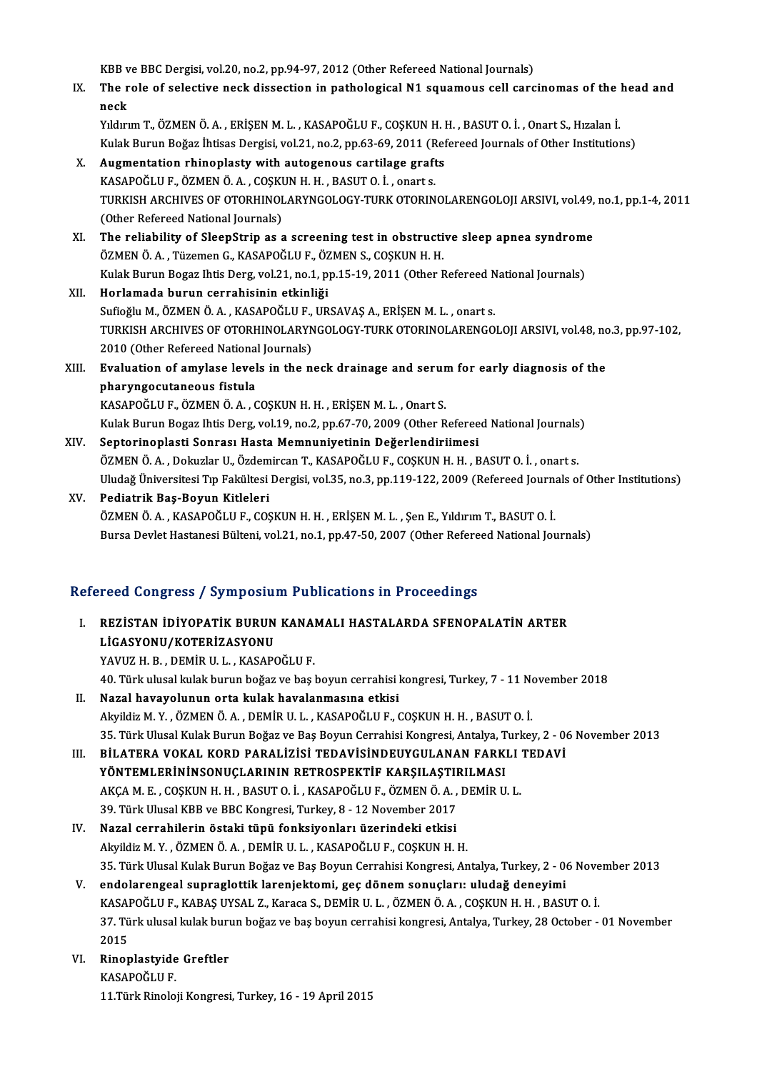KBB ve BBC Dergisi, vol.20, no.2, pp.94-97, 2012 (Other Refereed National Journals)

IX. **The role of selective neck dissection in pathological N1 squamous cell carcinomas of the head and neck**
Yıldırım T., ÖZMEN Ö. A. , ERİŞEN M. L. , KASAPOĞLU F., COŞKUN H. H. , BASUT O. İ. , Onart S., Hızalan İ.
Kulak Burun Boğaz İhtisas Dergisi, vol.21, no.2, pp.63-69, 2011 (Refereed Journals of Other Institutions)

X. **Augmentation rhinoplasty with autogenous cartilage grafts**
KASAPOĞLU F., ÖZMEN Ö. A. , COŞKUN H. H. , BASUT O. İ. , onart s.
TURKISH ARCHIVES OF OTORHINOLARYNGOLOGY-TURK OTORINOLARENGOLOJI ARSIVI, vol.49, no.1, pp.1-4, 2011 (Other Refereed National Journals)

XI. **The reliability of SleepStrip as a screening test in obstructive sleep apnea syndrome**
ÖZMEN Ö. A. , Tüzemen G., KASAPOĞLU F., ÖZMEN S., COŞKUN H. H.
Kulak Burun Bogaz Ihtis Derg, vol.21, no.1, pp.15-19, 2011 (Other Refereed National Journals)

XII. **Horlamada burun cerrahisinin etkinliği**
Sufioğlu M., ÖZMEN Ö. A. , KASAPOĞLU F., URSAVAŞ A., ERİŞEN M. L. , onart s.
TURKISH ARCHIVES OF OTORHINOLARYNGOLOGY-TURK OTORINOLARENGOLOJI ARSIVI, vol.48, no.3, pp.97-102, 2010 (Other Refereed National Journals)

XIII. **Evaluation of amylase levels in the neck drainage and serum for early diagnosis of the pharyngocutaneous fistula**
KASAPOĞLU F., ÖZMEN Ö. A. , COŞKUN H. H. , ERİŞEN M. L. , Onart S.
Kulak Burun Bogaz Ihtis Derg, vol.19, no.2, pp.67-70, 2009 (Other Refereed National Journals)

XIV. **Septorinoplasti Sonrası Hasta Memnuniyetinin Değerlendiriimesi**
ÖZMEN Ö. A. , Dokuzlar U., Özdemircan T., KASAPOĞLU F., COŞKUN H. H. , BASUT O. İ. , onart s.
Uludağ Üniversitesi Tıp Fakültesi Dergisi, vol.35, no.3, pp.119-122, 2009 (Refereed Journals of Other Institutions)

XV. **Pediatrik Baş-Boyun Kitleleri**
ÖZMEN Ö. A. , KASAPOĞLU F., COŞKUN H. H. , ERİŞEN M. L. , Şen E., Yıldırım T., BASUT O. İ.
Bursa Devlet Hastanesi Bülteni, vol.21, no.1, pp.47-50, 2007 (Other Refereed National Journals)

## Refereed Congress / Symposium Publications in Proceedings

I. **REZİSTAN İDİYOPATİK BURUN KANAMALI HASTALARDA SFENOPALATİN ARTER LİGASYONU/KOTERİZASYONU**
YAVUZ H. B. , DEMİR U. L. , KASAPOĞLU F.
40. Türk ulusal kulak burun boğaz ve baş boyun cerrahisi kongresi, Turkey, 7 - 11 November 2018

II. **Nazal havayolunun orta kulak havalanmasına etkisi**
Akyildiz M. Y. , ÖZMEN Ö. A. , DEMİR U. L. , KASAPOĞLU F., COŞKUN H. H. , BASUT O. İ.
35. Türk Ulusal Kulak Burun Boğaz ve Baş Boyun Cerrahisi Kongresi, Antalya, Turkey, 2 - 06 November 2013

III. **BİLATERA VOKAL KORD PARALİZİSİ TEDAVİSİNDEUYGULANAN FARKLI TEDAVİ YÖNTEMLERİNİNSONUÇLARININ RETROSPEKTİF KARŞILAŞTIRILMASI**
AKÇA M. E. , COŞKUN H. H. , BASUT O. İ. , KASAPOĞLU F., ÖZMEN Ö. A. , DEMİR U. L.
39. Türk Ulusal KBB ve BBC Kongresi, Turkey, 8 - 12 November 2017

IV. **Nazal cerrahilerin östaki tüpü fonksiyonları üzerindeki etkisi**
Akyildiz M. Y. , ÖZMEN Ö. A. , DEMİR U. L. , KASAPOĞLU F., COŞKUN H. H.
35. Türk Ulusal Kulak Burun Boğaz ve Baş Boyun Cerrahisi Kongresi, Antalya, Turkey, 2 - 06 November 2013

V. **endolarengeal supraglottik larenjektomi, geç dönem sonuçları: uludağ deneyimi**
KASAPOĞLU F., KABAŞ UYSAL Z., Karaca S., DEMİR U. L. , ÖZMEN Ö. A. , COŞKUN H. H. , BASUT O. İ.
37. Türk ulusal kulak burun boğaz ve baş boyun cerrahisi kongresi, Antalya, Turkey, 28 October - 01 November 2015

VI. **Rinoplastyide Greftler**
KASAPOĞLU F.
11.Türk Rinoloji Kongresi, Turkey, 16 - 19 April 2015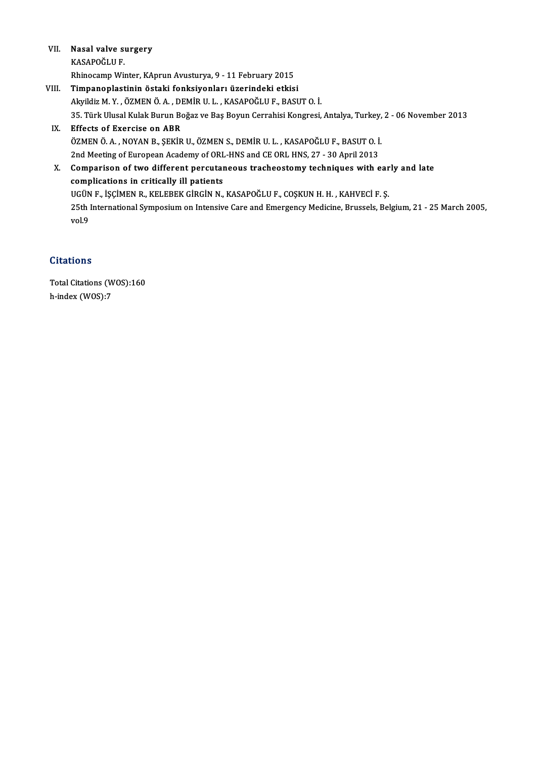VII. **Nasal valve surgery**
KASAPOĞLU F.
Rhinocamp Winter, KAprun Avusturya, 9 - 11 February 2015

VIII. **Timpanoplastinin östaki fonksiyonları üzerindeki etkisi**
Akyildiz M. Y. , ÖZMEN Ö. A. , DEMİR U. L. , KASAPOĞLU F., BASUT O. İ.
35. Türk Ulusal Kulak Burun Boğaz ve Baş Boyun Cerrahisi Kongresi, Antalya, Turkey, 2 - 06 November 2013

IX. **Effects of Exercise on ABR**
ÖZMEN Ö. A. , NOYAN B., ŞEKİR U., ÖZMEN S., DEMİR U. L. , KASAPOĞLU F., BASUT O. İ.
2nd Meeting of European Academy of ORL-HNS and CE ORL HNS, 27 - 30 April 2013

X. **Comparison of two different percutaneous tracheostomy techniques with early and late complications in critically ill patients**
UGÜN F., İŞÇİMEN R., KELEBEK GİRGİN N., KASAPOĞLU F., COŞKUN H. H. , KAHVECİ F. Ş.
25th International Symposium on Intensive Care and Emergency Medicine, Brussels, Belgium, 21 - 25 March 2005, vol.9

## Citations

Total Citations (WOS):160
h-index (WOS):7